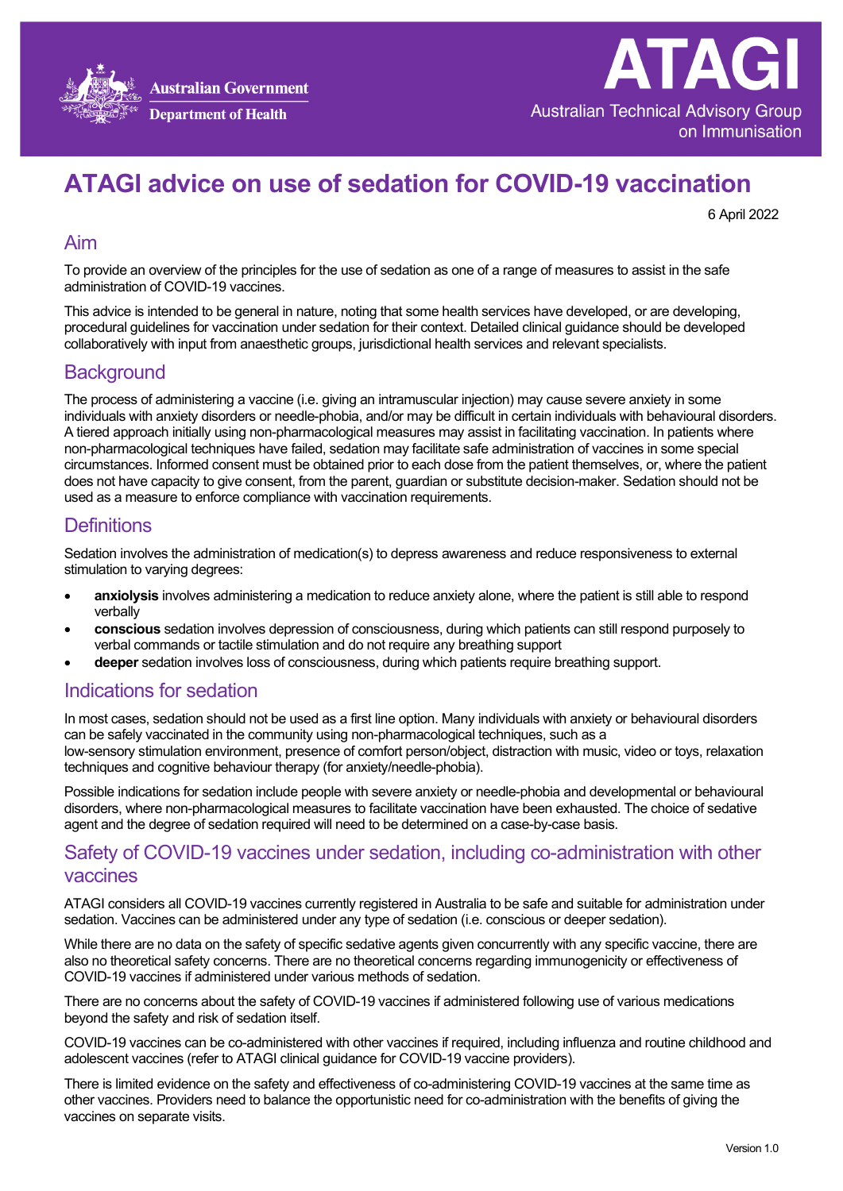Australian Government
Department of Health

# ATAGI

Australian Technical Advisory Group on Immunisation

# ATAGI advice on use of sedation for COVID-19 vaccination

6 April 2022

## Aim

To provide an overview of the principles for the use of sedation as one of a range of measures to assist in the safe administration of COVID-19 vaccines.

This advice is intended to be general in nature, noting that some health services have developed, or are developing, procedural guidelines for vaccination under sedation for their context. Detailed clinical guidance should be developed collaboratively with input from anaesthetic groups, jurisdictional health services and relevant specialists.

## Background

The process of administering a vaccine (i.e. giving an intramuscular injection) may cause severe anxiety in some individuals with anxiety disorders or needle-phobia, and/or may be difficult in certain individuals with behavioural disorders. A tiered approach initially using non-pharmacological measures may assist in facilitating vaccination. In patients where non-pharmacological techniques have failed, sedation may facilitate safe administration of vaccines in some special circumstances. Informed consent must be obtained prior to each dose from the patient themselves, or, where the patient does not have capacity to give consent, from the parent, guardian or substitute decision-maker. Sedation should not be used as a measure to enforce compliance with vaccination requirements.

## Definitions

Sedation involves the administration of medication(s) to depress awareness and reduce responsiveness to external stimulation to varying degrees:

- **anxiolysis** involves administering a medication to reduce anxiety alone, where the patient is still able to respond verbally
- **conscious** sedation involves depression of consciousness, during which patients can still respond purposely to verbal commands or tactile stimulation and do not require any breathing support
- **deeper** sedation involves loss of consciousness, during which patients require breathing support.

## Indications for sedation

In most cases, sedation should not be used as a first line option. Many individuals with anxiety or behavioural disorders can be safely vaccinated in the community using non-pharmacological techniques, such as a low-sensory stimulation environment, presence of comfort person/object, distraction with music, video or toys, relaxation techniques and cognitive behaviour therapy (for anxiety/needle-phobia).

Possible indications for sedation include people with severe anxiety or needle-phobia and developmental or behavioural disorders, where non-pharmacological measures to facilitate vaccination have been exhausted. The choice of sedative agent and the degree of sedation required will need to be determined on a case-by-case basis.

## Safety of COVID-19 vaccines under sedation, including co-administration with other vaccines

ATAGI considers all COVID-19 vaccines currently registered in Australia to be safe and suitable for administration under sedation. Vaccines can be administered under any type of sedation (i.e. conscious or deeper sedation).

While there are no data on the safety of specific sedative agents given concurrently with any specific vaccine, there are also no theoretical safety concerns. There are no theoretical concerns regarding immunogenicity or effectiveness of COVID-19 vaccines if administered under various methods of sedation.

There are no concerns about the safety of COVID-19 vaccines if administered following use of various medications beyond the safety and risk of sedation itself.

COVID-19 vaccines can be co-administered with other vaccines if required, including influenza and routine childhood and adolescent vaccines (refer to ATAGI clinical guidance for COVID-19 vaccine providers).

There is limited evidence on the safety and effectiveness of co-administering COVID-19 vaccines at the same time as other vaccines. Providers need to balance the opportunistic need for co-administration with the benefits of giving the vaccines on separate visits.

Version 1.0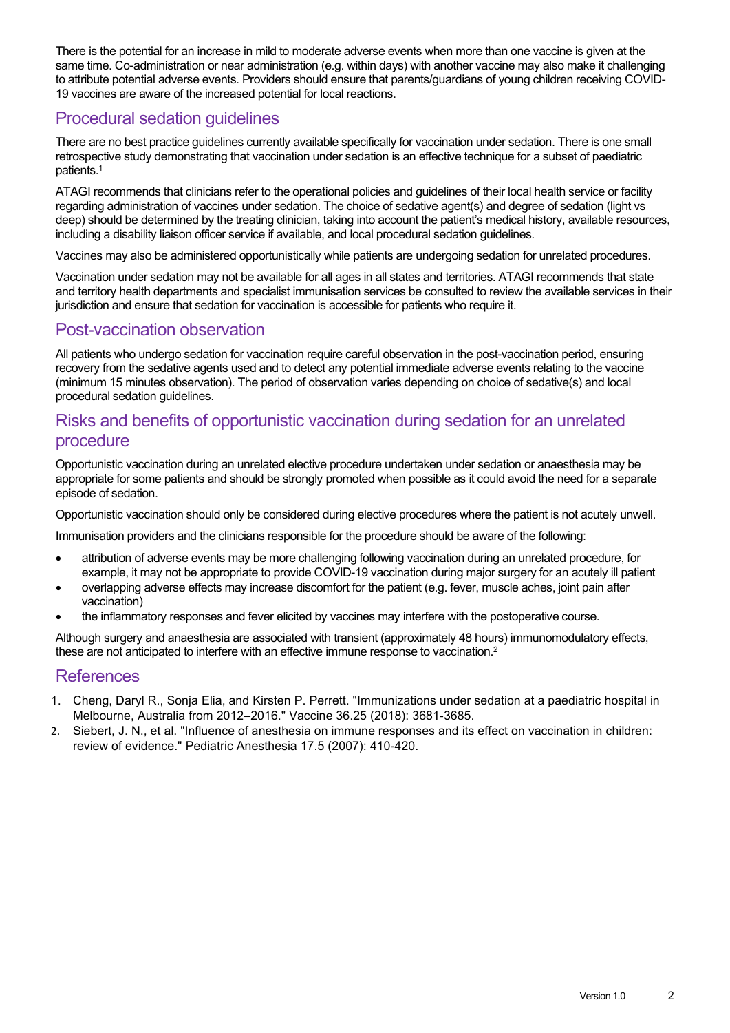There is the potential for an increase in mild to moderate adverse events when more than one vaccine is given at the same time. Co-administration or near administration (e.g. within days) with another vaccine may also make it challenging to attribute potential adverse events. Providers should ensure that parents/guardians of young children receiving COVID-19 vaccines are aware of the increased potential for local reactions.

## Procedural sedation guidelines

There are no best practice guidelines currently available specifically for vaccination under sedation. There is one small retrospective study demonstrating that vaccination under sedation is an effective technique for a subset of paediatric patients.[1]

ATAGI recommends that clinicians refer to the operational policies and guidelines of their local health service or facility regarding administration of vaccines under sedation. The choice of sedative agent(s) and degree of sedation (light vs deep) should be determined by the treating clinician, taking into account the patient's medical history, available resources, including a disability liaison officer service if available, and local procedural sedation guidelines.

Vaccines may also be administered opportunistically while patients are undergoing sedation for unrelated procedures.

Vaccination under sedation may not be available for all ages in all states and territories. ATAGI recommends that state and territory health departments and specialist immunisation services be consulted to review the available services in their jurisdiction and ensure that sedation for vaccination is accessible for patients who require it.

## Post-vaccination observation

All patients who undergo sedation for vaccination require careful observation in the post-vaccination period, ensuring recovery from the sedative agents used and to detect any potential immediate adverse events relating to the vaccine (minimum 15 minutes observation). The period of observation varies depending on choice of sedative(s) and local procedural sedation guidelines.

## Risks and benefits of opportunistic vaccination during sedation for an unrelated procedure

Opportunistic vaccination during an unrelated elective procedure undertaken under sedation or anaesthesia may be appropriate for some patients and should be strongly promoted when possible as it could avoid the need for a separate episode of sedation.

Opportunistic vaccination should only be considered during elective procedures where the patient is not acutely unwell.

Immunisation providers and the clinicians responsible for the procedure should be aware of the following:

- attribution of adverse events may be more challenging following vaccination during an unrelated procedure, for example, it may not be appropriate to provide COVID-19 vaccination during major surgery for an acutely ill patient
- overlapping adverse effects may increase discomfort for the patient (e.g. fever, muscle aches, joint pain after vaccination)
- the inflammatory responses and fever elicited by vaccines may interfere with the postoperative course.

Although surgery and anaesthesia are associated with transient (approximately 48 hours) immunomodulatory effects, these are not anticipated to interfere with an effective immune response to vaccination.[2]

## References

1. Cheng, Daryl R., Sonja Elia, and Kirsten P. Perrett. "Immunizations under sedation at a paediatric hospital in Melbourne, Australia from 2012–2016." Vaccine 36.25 (2018): 3681-3685.
2. Siebert, J. N., et al. "Influence of anesthesia on immune responses and its effect on vaccination in children: review of evidence." Pediatric Anesthesia 17.5 (2007): 410-420.